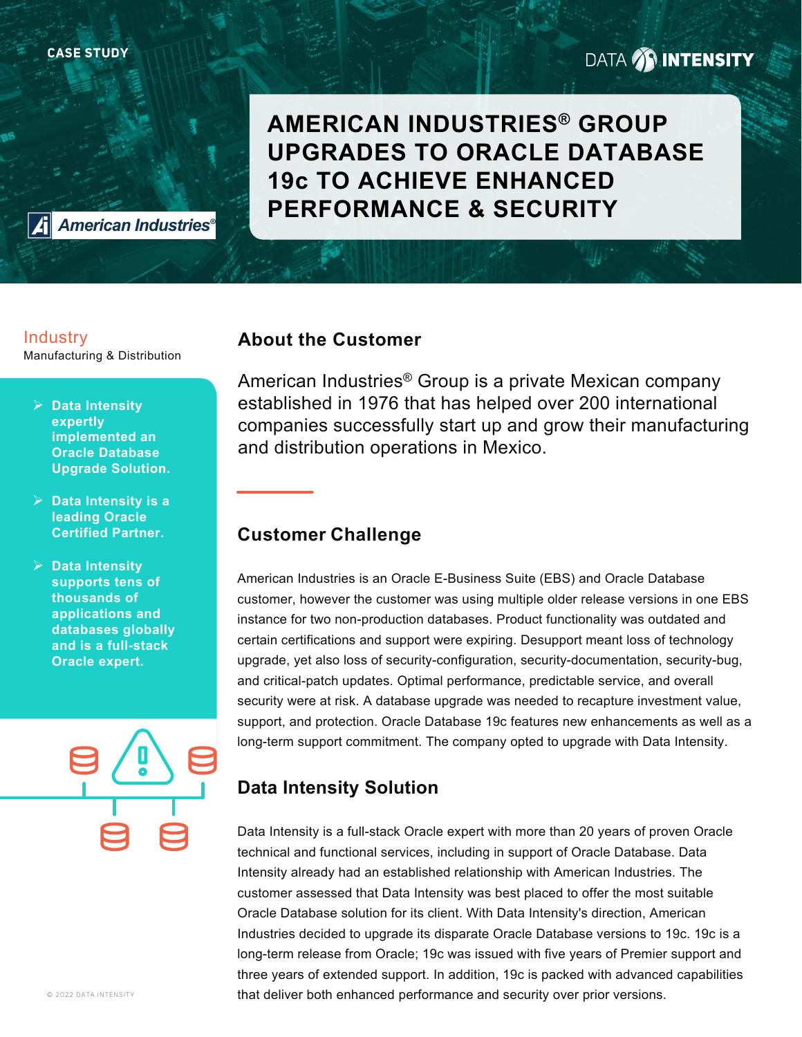CASE STUDY

# AMERICAN INDUSTRIES® GROUP UPGRADES TO ORACLE DATABASE 19c TO ACHIEVE ENHANCED PERFORMANCE & SECURITY

**Industry**
Manufacturing & Distribution

- **Data Intensity expertly implemented an Oracle Database Upgrade Solution.**
- **Data Intensity is a leading Oracle Certified Partner.**
- **Data Intensity supports tens of thousands of applications and databases globally and is a full-stack Oracle expert.**

## About the Customer

American Industries® Group is a private Mexican company established in 1976 that has helped over 200 international companies successfully start up and grow their manufacturing and distribution operations in Mexico.

## Customer Challenge

American Industries is an Oracle E-Business Suite (EBS) and Oracle Database customer, however the customer was using multiple older release versions in one EBS instance for two non-production databases. Product functionality was outdated and certain certifications and support were expiring. Desupport meant loss of technology upgrade, yet also loss of security-configuration, security-documentation, security-bug, and critical-patch updates. Optimal performance, predictable service, and overall security were at risk. A database upgrade was needed to recapture investment value, support, and protection. Oracle Database 19c features new enhancements as well as a long-term support commitment. The company opted to upgrade with Data Intensity.

## Data Intensity Solution

Data Intensity is a full-stack Oracle expert with more than 20 years of proven Oracle technical and functional services, including in support of Oracle Database. Data Intensity already had an established relationship with American Industries. The customer assessed that Data Intensity was best placed to offer the most suitable Oracle Database solution for its client. With Data Intensity's direction, American Industries decided to upgrade its disparate Oracle Database versions to 19c. 19c is a long-term release from Oracle; 19c was issued with five years of Premier support and three years of extended support. In addition, 19c is packed with advanced capabilities that deliver both enhanced performance and security over prior versions.

© 2022 DATA INTENSITY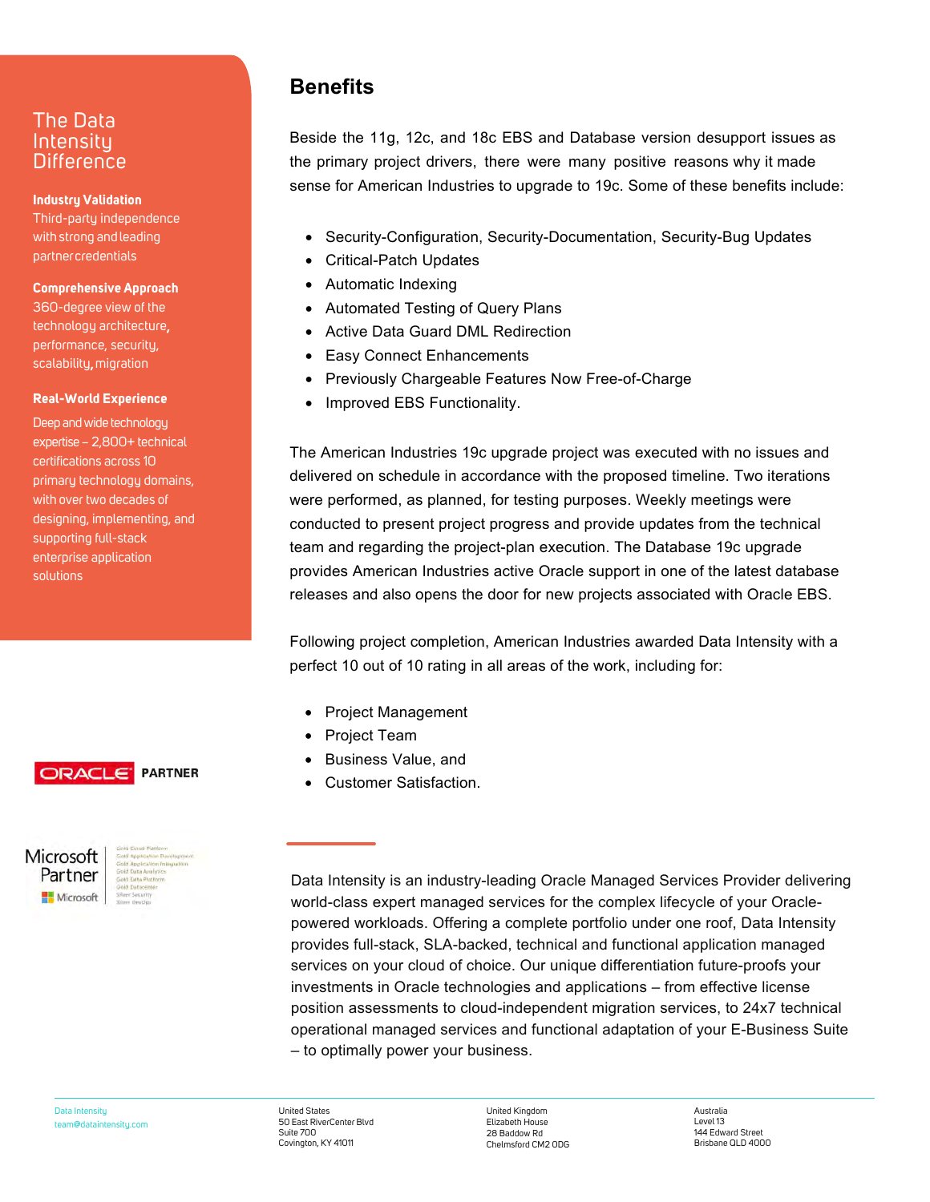## The Data Intensity Difference

**Industry Validation**
Third-party independence with strong and leading partner credentials

**Comprehensive Approach**
360-degree view of the technology architecture, performance, security, scalability, migration

**Real-World Experience**
Deep and wide technology expertise – 2,800+ technical certifications across 10 primary technology domains, with over two decades of designing, implementing, and supporting full-stack enterprise application solutions

ORACLE PARTNER

Microsoft Partner

# Benefits

Beside the 11g, 12c, and 18c EBS and Database version desupport issues as the primary project drivers, there were many positive reasons why it made sense for American Industries to upgrade to 19c. Some of these benefits include:

- Security-Configuration, Security-Documentation, Security-Bug Updates
- Critical-Patch Updates
- Automatic Indexing
- Automated Testing of Query Plans
- Active Data Guard DML Redirection
- Easy Connect Enhancements
- Previously Chargeable Features Now Free-of-Charge
- Improved EBS Functionality.

The American Industries 19c upgrade project was executed with no issues and delivered on schedule in accordance with the proposed timeline. Two iterations were performed, as planned, for testing purposes. Weekly meetings were conducted to present project progress and provide updates from the technical team and regarding the project-plan execution. The Database 19c upgrade provides American Industries active Oracle support in one of the latest database releases and also opens the door for new projects associated with Oracle EBS.

Following project completion, American Industries awarded Data Intensity with a perfect 10 out of 10 rating in all areas of the work, including for:

- Project Management
- Project Team
- Business Value, and
- Customer Satisfaction.

Data Intensity is an industry-leading Oracle Managed Services Provider delivering world-class expert managed services for the complex lifecycle of your Oracle-powered workloads. Offering a complete portfolio under one roof, Data Intensity provides full-stack, SLA-backed, technical and functional application managed services on your cloud of choice. Our unique differentiation future-proofs your investments in Oracle technologies and applications – from effective license position assessments to cloud-independent migration services, to 24x7 technical operational managed services and functional adaptation of your E-Business Suite – to optimally power your business.

Data Intensity
team@dataintensity.com

United States
50 East RiverCenter Blvd
Suite 700
Covington, KY 41011

United Kingdom
Elizabeth House
28 Baddow Rd
Chelmsford CM2 0DG

Australia
Level 13
144 Edward Street
Brisbane QLD 4000